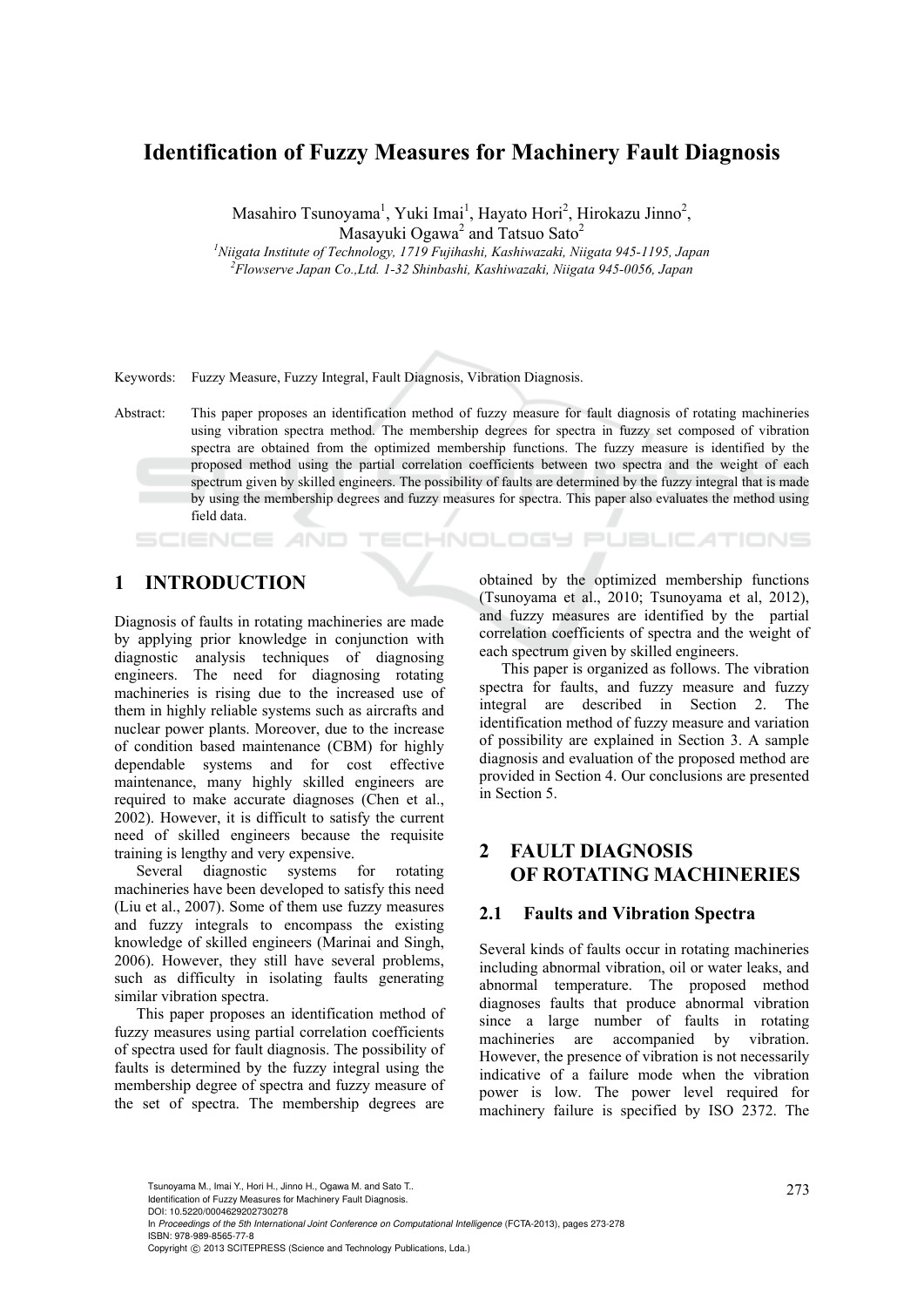# Identification of Fuzzy Measures for Machinery Fault Diagnosis

Masahiro Tsunoyama[1], Yuki Imai[1], Hayato Hori[2], Hirokazu Jinno[2], Masayuki Ogawa[2] and Tatsuo Sato[2]

[1]Niigata Institute of Technology, 1719 Fujihashi, Kashiwazaki, Niigata 945-1195, Japan
[2]Flowserve Japan Co.,Ltd. 1-32 Shinbashi, Kashiwazaki, Niigata 945-0056, Japan

Keywords: Fuzzy Measure, Fuzzy Integral, Fault Diagnosis, Vibration Diagnosis.

Abstract: This paper proposes an identification method of fuzzy measure for fault diagnosis of rotating machineries using vibration spectra method. The membership degrees for spectra in fuzzy set composed of vibration spectra are obtained from the optimized membership functions. The fuzzy measure is identified by the proposed method using the partial correlation coefficients between two spectra and the weight of each spectrum given by skilled engineers. The possibility of faults are determined by the fuzzy integral that is made by using the membership degrees and fuzzy measures for spectra. This paper also evaluates the method using field data.

## 1 INTRODUCTION

Diagnosis of faults in rotating machineries are made by applying prior knowledge in conjunction with diagnostic analysis techniques of diagnosing engineers. The need for diagnosing rotating machineries is rising due to the increased use of them in highly reliable systems such as aircrafts and nuclear power plants. Moreover, due to the increase of condition based maintenance (CBM) for highly dependable systems and for cost effective maintenance, many highly skilled engineers are required to make accurate diagnoses (Chen et al., 2002). However, it is difficult to satisfy the current need of skilled engineers because the requisite training is lengthy and very expensive.

Several diagnostic systems for rotating machineries have been developed to satisfy this need (Liu et al., 2007). Some of them use fuzzy measures and fuzzy integrals to encompass the existing knowledge of skilled engineers (Marinai and Singh, 2006). However, they still have several problems, such as difficulty in isolating faults generating similar vibration spectra.

This paper proposes an identification method of fuzzy measures using partial correlation coefficients of spectra used for fault diagnosis. The possibility of faults is determined by the fuzzy integral using the membership degree of spectra and fuzzy measure of the set of spectra. The membership degrees are obtained by the optimized membership functions (Tsunoyama et al., 2010; Tsunoyama et al, 2012), and fuzzy measures are identified by the partial correlation coefficients of spectra and the weight of each spectrum given by skilled engineers.

This paper is organized as follows. The vibration spectra for faults, and fuzzy measure and fuzzy integral are described in Section 2. The identification method of fuzzy measure and variation of possibility are explained in Section 3. A sample diagnosis and evaluation of the proposed method are provided in Section 4. Our conclusions are presented in Section 5.

## 2 FAULT DIAGNOSIS OF ROTATING MACHINERIES

### 2.1 Faults and Vibration Spectra

Several kinds of faults occur in rotating machineries including abnormal vibration, oil or water leaks, and abnormal temperature. The proposed method diagnoses faults that produce abnormal vibration since a large number of faults in rotating machineries are accompanied by vibration. However, the presence of vibration is not necessarily indicative of a failure mode when the vibration power is low. The power level required for machinery failure is specified by ISO 2372. The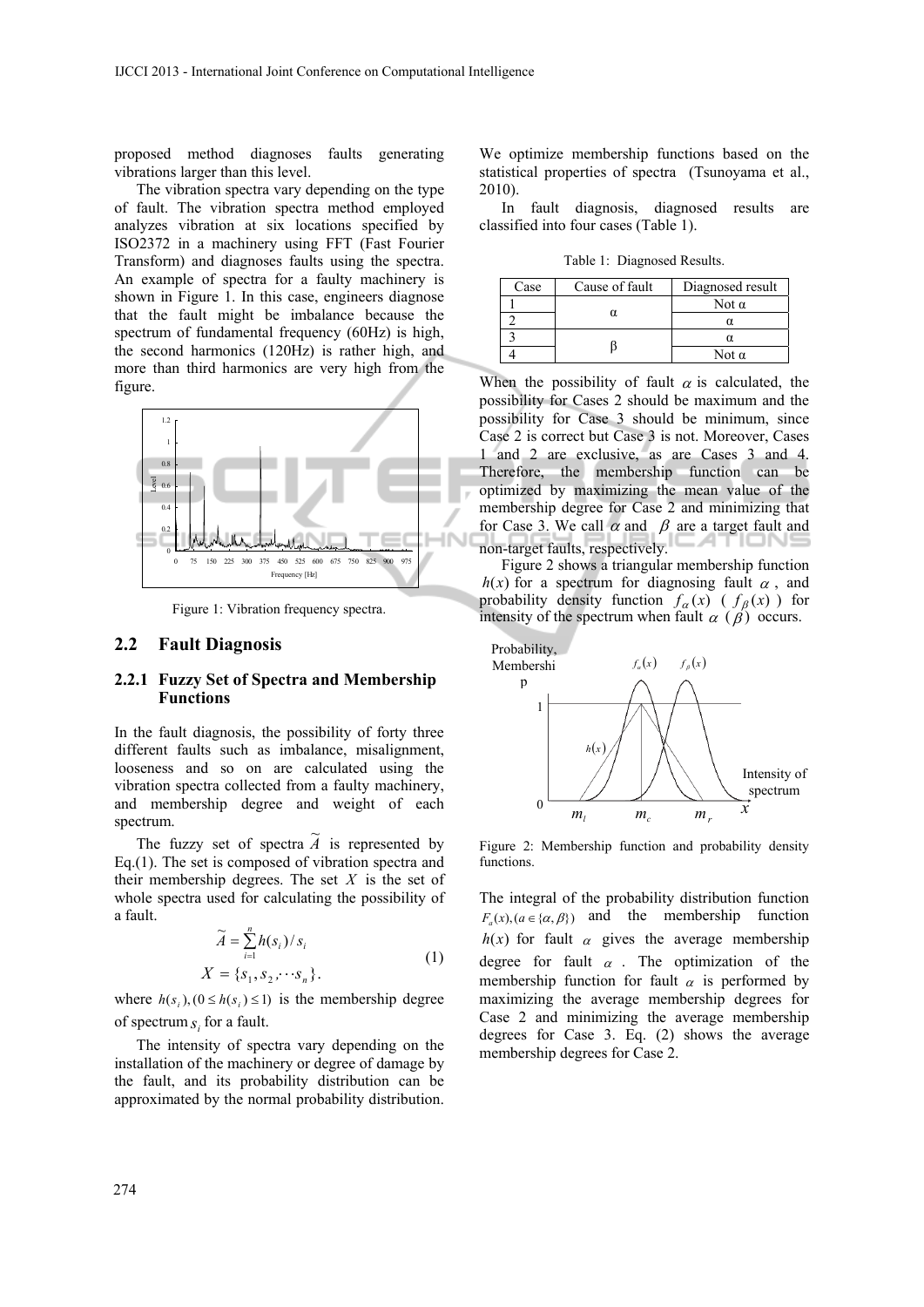proposed method diagnoses faults generating vibrations larger than this level.

The vibration spectra vary depending on the type of fault. The vibration spectra method employed analyzes vibration at six locations specified by ISO2372 in a machinery using FFT (Fast Fourier Transform) and diagnoses faults using the spectra. An example of spectra for a faulty machinery is shown in Figure 1. In this case, engineers diagnose that the fault might be imbalance because the spectrum of fundamental frequency (60Hz) is high, the second harmonics (120Hz) is rather high, and more than third harmonics are very high from the figure.

Figure 1: Vibration frequency spectra.

## 2.2 Fault Diagnosis

### 2.2.1 Fuzzy Set of Spectra and Membership Functions

In the fault diagnosis, the possibility of forty three different faults such as imbalance, misalignment, looseness and so on are calculated using the vibration spectra collected from a faulty machinery, and membership degree and weight of each spectrum.

The fuzzy set of spectra $\widetilde{A}$ is represented by Eq.(1). The set is composed of vibration spectra and their membership degrees. The set $X$ is the set of whole spectra used for calculating the possibility of a fault.

$$\widetilde{A} = \sum_{i=1}^{n} h(s_i) / s_i$$
$$X = \{s_1, s_2, \cdots s_n\}. \tag{1}$$

where $h(s_i), (0 \leq h(s_i) \leq 1)$ is the membership degree of spectrum $s_i$ for a fault.

The intensity of spectra vary depending on the installation of the machinery or degree of damage by the fault, and its probability distribution can be approximated by the normal probability distribution. We optimize membership functions based on the statistical properties of spectra (Tsunoyama et al., 2010).

In fault diagnosis, diagnosed results are classified into four cases (Table 1).

Table 1: Diagnosed Results.

| Case | Cause of fault | Diagnosed result |
|---|---|---|
| 1 | α | Not α |
| 2 | | α |
| 3 | β | α |
| 4 | | Not α |

When the possibility of fault $\alpha$ is calculated, the possibility for Cases 2 should be maximum and the possibility for Case 3 should be minimum, since Case 2 is correct but Case 3 is not. Moreover, Cases 1 and 2 are exclusive, as are Cases 3 and 4. Therefore, the membership function can be optimized by maximizing the mean value of the membership degree for Case 2 and minimizing that for Case 3. We call $\alpha$ and $\beta$ are a target fault and non-target faults, respectively.

Figure 2 shows a triangular membership function $h(x)$ for a spectrum for diagnosing fault $\alpha$, and probability density function $f_\alpha(x)$ ( $f_\beta(x)$ ) for intensity of the spectrum when fault $\alpha$ ( $\beta$ ) occurs.

Figure 2: Membership function and probability density functions.

The integral of the probability distribution function $F_a(x), (a \in \{\alpha, \beta\})$ and the membership function $h(x)$ for fault $\alpha$ gives the average membership degree for fault $\alpha$. The optimization of the membership function for fault $\alpha$ is performed by maximizing the average membership degrees for Case 2 and minimizing the average membership degrees for Case 3. Eq. (2) shows the average membership degrees for Case 2.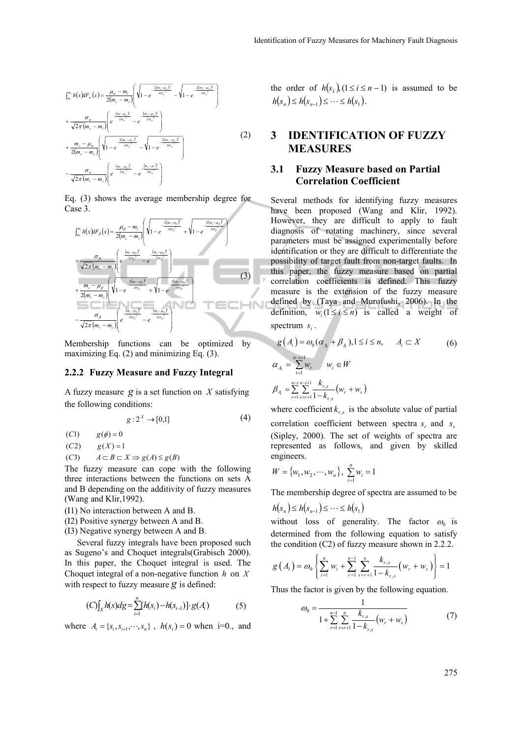$$
\begin{aligned}
\int_{m_l}^{m_r} h(x)dF_\alpha(x) &= \frac{\mu_\alpha - m_l}{2(m_c - m_l)}\left(\sqrt{1-e^{-\frac{2(m_l-\mu_\alpha)^2}{\pi\sigma_\alpha^2}}} - \sqrt{1-e^{-\frac{2(m_c-\mu_\alpha)^2}{\pi\sigma_\alpha^2}}}\right) \\
&+ \frac{\sigma_\alpha}{\sqrt{2\pi}(m_c - m_l)}\left(e^{-\frac{(m_l-\mu_\alpha)^2}{2\sigma_\alpha^2}} - e^{-\frac{(m_c-\mu_\alpha)^2}{2\sigma_\alpha^2}}\right) \\
&+ \frac{m_r - \mu_\alpha}{2(m_r - m_c)}\left(\sqrt{1-e^{-\frac{2(m_r-\mu_\alpha)^2}{\pi\sigma_\alpha^2}}} - \sqrt{1-e^{-\frac{2(m_c-\mu_\alpha)^2}{\pi\sigma_\alpha^2}}}\right) \\
&- \frac{\sigma_\alpha}{\sqrt{2\pi}(m_r - m_c)}\left(e^{-\frac{(m_c-\mu_\alpha)^2}{2\sigma_\alpha^2}} - e^{-\frac{(m_r-\mu)^2}{2\sigma_\alpha^2}}\right)
\end{aligned} \tag{2}
$$

Eq. (3) shows the average membership degree for Case 3.

$$
\begin{aligned}
\int_{m_l}^{m_r} h(x)dF_\beta(x) &= \frac{\mu_\beta - m_l}{2(m_c - m_l)}\left(\sqrt{1-e^{-\frac{2(m_l-\mu_\beta)^2}{\pi\sigma_\beta^2}}} + \sqrt{1-e^{-\frac{2(m_c-\mu_\beta)^2}{\pi\sigma_\beta^2}}}\right) \\
&+ \frac{\sigma_\beta}{\sqrt{2\pi}(m_c - m_l)}\left(e^{-\frac{(m_l-\mu_\beta)^2}{2\sigma_\beta^2}} - e^{-\frac{(m_c-\mu_\beta)^2}{2\sigma_\beta^2}}\right) \\
&+ \frac{m_r - \mu_\beta}{2(m_r - m_c)}\left(\sqrt{1-e^{-\frac{2(m_r-\mu_\beta)^2}{\pi\sigma_\beta^2}}} + \sqrt{1-e^{-\frac{2(m_c-\mu_\beta)^2}{\pi\sigma_\beta^2}}}\right) \\
&- \frac{\sigma_\beta}{\sqrt{2\pi}(m_r - m_c)}\left(e^{-\frac{(m_c-\mu_\beta)^2}{2\sigma_\beta^2}} - e^{-\frac{(m_r-\mu_\beta)^2}{2\sigma_\beta^2}}\right)
\end{aligned} \tag{3}
$$

Membership functions can be optimized by maximizing Eq. (2) and minimizing Eq. (3).

### 2.2.2 Fuzzy Measure and Fuzzy Integral

A fuzzy measure $g$ is a set function on $X$ satisfying the following conditions:

$$g : 2^X \to [0,1] \tag{4}$$

$(C1)$ $\quad g(\phi) = 0$

$(C2)$ $\quad g(X) = 1$

$(C3)$ $\quad A \subset B \subset X \Rightarrow g(A) \le g(B)$

The fuzzy measure can cope with the following three interactions between the functions on sets A and B depending on the additivity of fuzzy measures (Wang and Klir,1992).

(I1) No interaction between A and B.

(I2) Positive synergy between A and B.

(I3) Negative synergy between A and B.

Several fuzzy integrals have been proposed such as Sugeno's and Choquet integrals(Grabisch 2000). In this paper, the Choquet integral is used. The Choquet integral of a non-negative function $h$ on $X$ with respect to fuzzy measure $g$ is defined:

$$(C)\int_X h(s)dg = \sum_{i=1}^{n} [h(s_i) - h(s_{i-1})] \cdot g(A_i) \tag{5}$$

where $A_i = \{s_i, s_{i+1}, \cdots, s_n\}$, $h(s_i) = 0$ when i=0., and the order of $h(s_i), (1 \le i \le n-1)$ is assumed to be $h(s_n) \le h(s_{n-1}) \le \cdots \le h(s_1)$.

# 3 IDENTIFICATION OF FUZZY MEASURES

## 3.1 Fuzzy Measure based on Partial Correlation Coefficient

Several methods for identifying fuzzy measures have been proposed (Wang and Klir, 1992). However, they are difficult to apply to fault diagnosis of rotating machinery, since several parameters must be assigned experimentally before identification or they are difficult to differentiate the possibility of target fault from non-target faults. In this paper, the fuzzy measure based on partial correlation coefficients is defined. This fuzzy measure is the extension of the fuzzy measure defined by (Taya and Murofushi, 2006). In the definition, $w_i (1 \le i \le n)$ is called a weight of spectrum $s_i$.

$$g(A_i) = \omega_0(\alpha_{A_i} + \beta_{A_i}), 1 \le i \le n, \quad A_i \subset X \tag{6}$$

$$\alpha_{A_i} = \sum_{t=1}^{n-i+1} w_t \qquad w_i \in W$$

$$\beta_{A_i} = \sum_{r=1}^{n-i} \sum_{s=r+1}^{n-i+1} \frac{k_{r,s}}{1-k_{r,s}}(w_r + w_s)$$

where coefficient $k_{r,s}$ is the absolute value of partial correlation coefficient between spectra $s_r$ and $s_s$ (Sipley, 2000). The set of weights of spectra are represented as follows, and given by skilled engineers.

$$W = \{w_1, w_2, \cdots, w_n\}, \ \sum_{i=1}^{n} w_i = 1$$

The membership degree of spectra are assumed to be

$$h(s_n) \le h(s_{n-1}) \le \cdots \le h(s_1)$$

without loss of generality. The factor $\omega_0$ is determined from the following equation to satisfy the condition (C2) of fuzzy measure shown in 2.2.2.

$$g(A_1) = \omega_0 \left\{ \sum_{i=1}^{n} w_i + \sum_{r=1}^{n-1} \sum_{s=r+1}^{n} \frac{k_{r,s}}{1-k_{r,s}}(w_r + w_s) \right\} = 1$$

Thus the factor is given by the following equation.

$$\omega_0 = \frac{1}{1 + \sum_{r=1}^{n-1} \sum_{s=r+1}^{n} \frac{k_{r,s}}{1-k_{r,s}}(w_r + w_s)} \tag{7}$$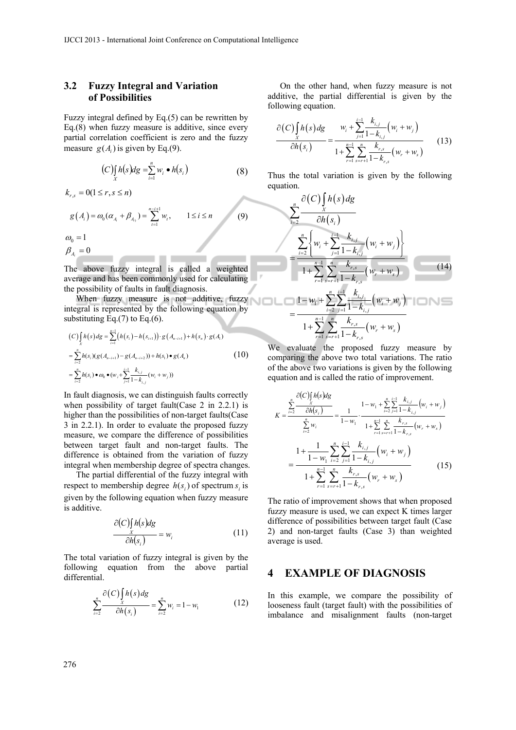### 3.2 Fuzzy Integral and Variation of Possibilities

Fuzzy integral defined by Eq.(5) can be rewritten by Eq.(8) when fuzzy measure is additive, since every partial correlation coefficient is zero and the fuzzy measure $g(A_i)$ is given by Eq.(9).

$$(C)\int_X h(s)dg = \sum_{i=1}^{n} w_i \bullet h(s_i) \tag{8}$$

$$k_{r,s} = 0 (1 \le r, s \le n)$$

$$g(A_i) = \omega_0(\alpha_{A_i} + \beta_{A_i}) = \sum_{t=1}^{n-i+1} w_t, \qquad 1 \le i \le n \tag{9}$$

$$\omega_0 = 1$$

$$\beta_{A_i} = 0$$

The above fuzzy integral is called a weighted average and has been commonly used for calculating the possibility of faults in fault diagnosis.

When fuzzy measure is not additive, fuzzy integral is represented by the following equation by substituting Eq.(7) to Eq.(6).

$$\begin{aligned}
(C)\int_X h(s)dg &= \sum_{i=1}^{n-1}(h(s_i) - h(s_{i+1})) \cdot g(A_{n-i+1}) + h(s_n) \cdot g(A_1) \\
&= \sum_{i=2}^{n} h(s_i)(g(A_{n-i+1}) - g(A_{n-i+2})) + h(s_1) \bullet g(A_n) \\
&= \sum_{i=2}^{n} h(s_i) \bullet \omega_0 \bullet (w_i + \sum_{j=1}^{i-1} \frac{k_{i,j}}{1-k_{i,j}}(w_i + w_j))
\end{aligned} \tag{10}$$

In fault diagnosis, we can distinguish faults correctly when possibility of target fault(Case 2 in 2.2.1) is higher than the possibilities of non-target faults(Case 3 in 2.2.1). In order to evaluate the proposed fuzzy measure, we compare the difference of possibilities between target fault and non-target faults. The difference is obtained from the variation of fuzzy integral when membership degree of spectra changes.

The partial differential of the fuzzy integral with respect to membership degree $h(s_i)$ of spectrum $s_i$ is given by the following equation when fuzzy measure is additive.

$$\frac{\partial (C)\int_X h(s)dg}{\partial h(s_i)} = w_i \tag{11}$$

The total variation of fuzzy integral is given by the following equation from the above partial differential.

$$\sum_{i=2}^{n} \frac{\partial (C)\int_X h(s)dg}{\partial h(s_i)} = \sum_{i=2}^{n} w_i = 1 - w_1 \tag{12}$$

On the other hand, when fuzzy measure is not additive, the partial differential is given by the following equation.

$$\frac{\partial (C)\int_X h(s)dg}{\partial h(s_i)} = \frac{w_i + \sum_{j=1}^{i-1} \frac{k_{i,j}}{1-k_{i,j}}(w_i + w_j)}{1 + \sum_{r=1}^{n-1}\sum_{s=r+1}^{n} \frac{k_{r,s}}{1-k_{r,s}}(w_r + w_s)} \tag{13}$$

Thus the total variation is given by the following equation.

$$\begin{aligned}
\sum_{i=2}^{n} \frac{\partial (C)\int_X h(s)dg}{\partial h(s_i)} &= \frac{\sum_{i=2}^{n}\left\{w_i + \sum_{j=1}^{i-1} \frac{k_{i,j}}{1-k_{i,j}}(w_i + w_j)\right\}}{1 + \sum_{r=1}^{n-1}\sum_{s=r+1}^{n} \frac{k_{r,s}}{1-k_{r,s}}(w_r + w_s)} \\
&= \frac{1 - w_1 + \sum_{i=2}^{n}\sum_{j=1}^{i-1} \frac{k_{i,j}}{1-k_{i,j}}(w_i + w_j)}{1 + \sum_{r=1}^{n-1}\sum_{s=r+1}^{n} \frac{k_{r,s}}{1-k_{r,s}}(w_r + w_s)}
\end{aligned} \tag{14}$$

We evaluate the proposed fuzzy measure by comparing the above two total variations. The ratio of the above two variations is given by the following equation and is called the ratio of improvement.

$$\begin{aligned}
K = \frac{\sum_{i=2}^{n} \frac{\partial (C)\int_X h(s)dg}{\partial h(s_i)}}{\sum_{i=2}^{n} w_i} &= \frac{1}{1-w_1} \cdot \frac{1 - w_1 + \sum_{i=2}^{n}\sum_{j=1}^{i-1} \frac{k_{i,j}}{1-k_{i,j}}(w_i + w_j)}{1 + \sum_{r=1}^{n-1}\sum_{s=r+1}^{n} \frac{k_{r,s}}{1-k_{r,s}}(w_r + w_s)} \\
&= \frac{1 + \frac{1}{1-w_1}\sum_{i=2}^{n}\sum_{j=1}^{i-1} \frac{k_{i,j}}{1-k_{i,j}}(w_i + w_j)}{1 + \sum_{r=1}^{n-1}\sum_{s=r+1}^{n} \frac{k_{r,s}}{1-k_{r,s}}(w_r + w_s)}
\end{aligned} \tag{15}$$

The ratio of improvement shows that when proposed fuzzy measure is used, we can expect K times larger difference of possibilities between target fault (Case 2) and non-target faults (Case 3) than weighted average is used.

## 4 EXAMPLE OF DIAGNOSIS

In this example, we compare the possibility of looseness fault (target fault) with the possibilities of imbalance and misalignment faults (non-target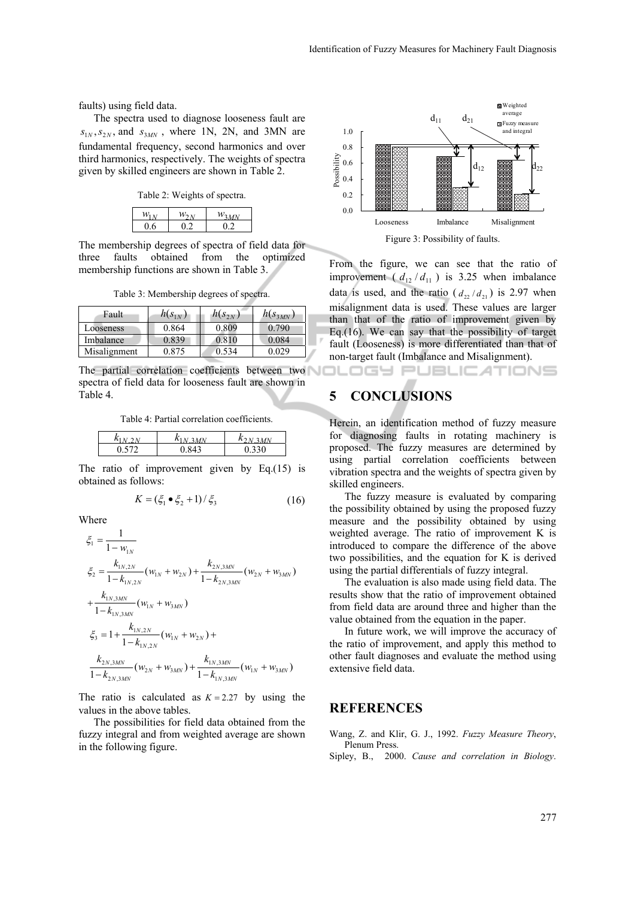faults) using field data.

The spectra used to diagnose looseness fault are $s_{1N}, s_{2N}$, and $s_{3MN}$, where 1N, 2N, and 3MN are fundamental frequency, second harmonics and over third harmonics, respectively. The weights of spectra given by skilled engineers are shown in Table 2.

Table 2: Weights of spectra.

| $w_{1N}$ | $w_{2N}$ | $w_{3MN}$ |
|---|---|---|
| 0.6 | 0.2 | 0.2 |

The membership degrees of spectra of field data for three faults obtained from the optimized membership functions are shown in Table 3.

Table 3: Membership degrees of spectra.

| Fault | $h(s_{1N})$ | $h(s_{2N})$ | $h(s_{3MN})$ |
|---|---|---|---|
| Looseness | 0.864 | 0.809 | 0.790 |
| Imbalance | 0.839 | 0.810 | 0.084 |
| Misalignment | 0.875 | 0.534 | 0.029 |

The partial correlation coefficients between two spectra of field data for looseness fault are shown in Table 4.

Table 4: Partial correlation coefficients.

| $k_{1N,2N}$ | $k_{1N,3MN}$ | $k_{2N,3MN}$ |
|---|---|---|
| 0.572 | 0.843 | 0.330 |

The ratio of improvement given by Eq.(15) is obtained as follows:

$$K = (\xi_1 \bullet \xi_2 + 1) / \xi_3 \tag{16}$$

Where

$$\xi_1 = \frac{1}{1 - w_{1N}}$$

$$\xi_2 = \frac{k_{1N,2N}}{1-k_{1N,2N}}(w_{1N} + w_{2N}) + \frac{k_{2N,3MN}}{1-k_{2N,3MN}}(w_{2N} + w_{3MN}) + \frac{k_{1N,3MN}}{1-k_{1N,3MN}}(w_{1N} + w_{3MN})$$

$$\xi_3 = 1 + \frac{k_{1N,2N}}{1-k_{1N,2N}}(w_{1N} + w_{2N}) + \frac{k_{2N,3MN}}{1-k_{2N,3MN}}(w_{2N} + w_{3MN}) + \frac{k_{1N,3MN}}{1-k_{1N,3MN}}(w_{1N} + w_{3MN})$$

The ratio is calculated as $K = 2.27$ by using the values in the above tables.

The possibilities for field data obtained from the fuzzy integral and from weighted average are shown in the following figure.

Figure 3: Possibility of faults.

From the figure, we can see that the ratio of improvement ( $d_{12} / d_{11}$ ) is 3.25 when imbalance data is used, and the ratio ( $d_{22} / d_{21}$ ) is 2.97 when misalignment data is used. These values are larger than that of the ratio of improvement given by Eq.(16). We can say that the possibility of target fault (Looseness) is more differentiated than that of non-target fault (Imbalance and Misalignment).

## 5 CONCLUSIONS

Herein, an identification method of fuzzy measure for diagnosing faults in rotating machinery is proposed. The fuzzy measures are determined by using partial correlation coefficients between vibration spectra and the weights of spectra given by skilled engineers.

The fuzzy measure is evaluated by comparing the possibility obtained by using the proposed fuzzy measure and the possibility obtained by using weighted average. The ratio of improvement K is introduced to compare the difference of the above two possibilities, and the equation for K is derived using the partial differentials of fuzzy integral.

The evaluation is also made using field data. The results show that the ratio of improvement obtained from field data are around three and higher than the value obtained from the equation in the paper.

In future work, we will improve the accuracy of the ratio of improvement, and apply this method to other fault diagnoses and evaluate the method using extensive field data.

## REFERENCES

Wang, Z. and Klir, G. J., 1992. *Fuzzy Measure Theory*, Plenum Press.

Sipley, B., 2000. *Cause and correlation in Biology*.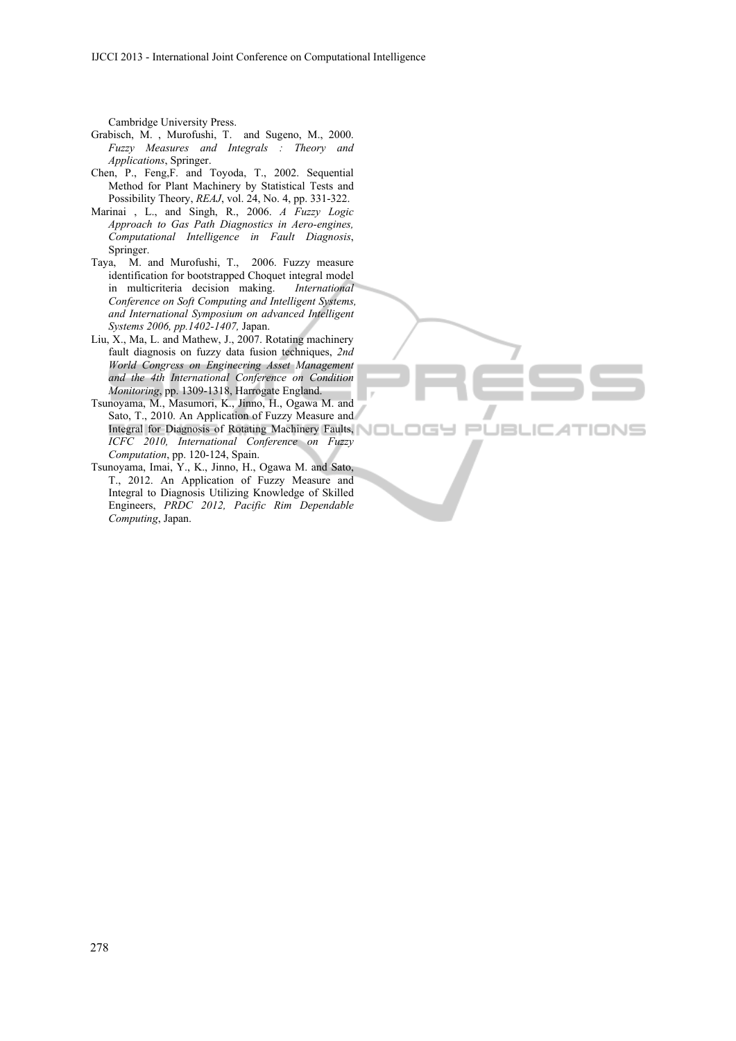Cambridge University Press.

Grabisch, M. , Murofushi, T. and Sugeno, M., 2000. *Fuzzy Measures and Integrals : Theory and Applications*, Springer.

Chen, P., Feng,F. and Toyoda, T., 2002. Sequential Method for Plant Machinery by Statistical Tests and Possibility Theory, *REAJ*, vol. 24, No. 4, pp. 331-322.

Marinai , L., and Singh, R., 2006. *A Fuzzy Logic Approach to Gas Path Diagnostics in Aero-engines, Computational Intelligence in Fault Diagnosis*, Springer.

Taya, M. and Murofushi, T., 2006. Fuzzy measure identification for bootstrapped Choquet integral model in multicriteria decision making. *International Conference on Soft Computing and Intelligent Systems, and International Symposium on advanced Intelligent Systems 2006, pp.1402-1407,* Japan.

Liu, X., Ma, L. and Mathew, J., 2007. Rotating machinery fault diagnosis on fuzzy data fusion techniques, *2nd World Congress on Engineering Asset Management and the 4th International Conference on Condition Monitoring*, pp. 1309-1318, Harrogate England.

Tsunoyama, M., Masumori, K., Jinno, H., Ogawa M. and Sato, T., 2010. An Application of Fuzzy Measure and Integral for Diagnosis of Rotating Machinery Faults, *ICFC 2010, International Conference on Fuzzy Computation*, pp. 120-124, Spain.

Tsunoyama, Imai, Y., K., Jinno, H., Ogawa M. and Sato, T., 2012. An Application of Fuzzy Measure and Integral to Diagnosis Utilizing Knowledge of Skilled Engineers, *PRDC 2012, Pacific Rim Dependable Computing*, Japan.